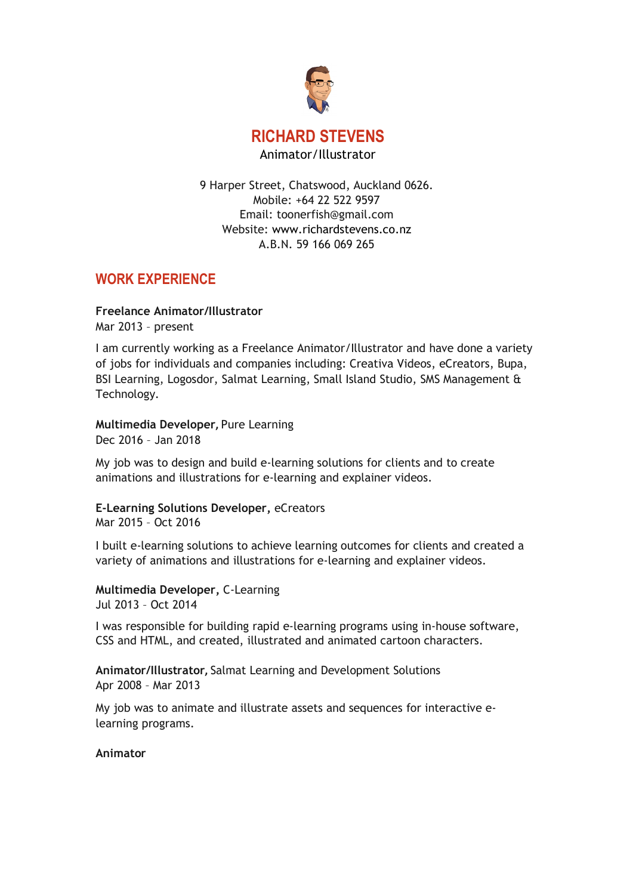# RICHARD STEVENS

Animator/Illustrator

9 Harper Street, Chatswood, Auckland 0626.
Mobile: +64 22 522 9597
Email: toonerfish@gmail.com
Website: www.richardstevens.co.nz
A.B.N. 59 166 069 265

## WORK EXPERIENCE

**Freelance Animator/Illustrator**
Mar 2013 – present

I am currently working as a Freelance Animator/Illustrator and have done a variety of jobs for individuals and companies including: Creativa Videos, eCreators, Bupa, BSI Learning, Logosdor, Salmat Learning, Small Island Studio, SMS Management & Technology.

**Multimedia Developer,** Pure Learning
Dec 2016 – Jan 2018

My job was to design and build e-learning solutions for clients and to create animations and illustrations for e-learning and explainer videos.

**E-Learning Solutions Developer,** eCreators
Mar 2015 – Oct 2016

I built e-learning solutions to achieve learning outcomes for clients and created a variety of animations and illustrations for e-learning and explainer videos.

**Multimedia Developer,** C-Learning
Jul 2013 – Oct 2014

I was responsible for building rapid e-learning programs using in-house software, CSS and HTML, and created, illustrated and animated cartoon characters.

**Animator/Illustrator,** Salmat Learning and Development Solutions
Apr 2008 – Mar 2013

My job was to animate and illustrate assets and sequences for interactive e-learning programs.

**Animator**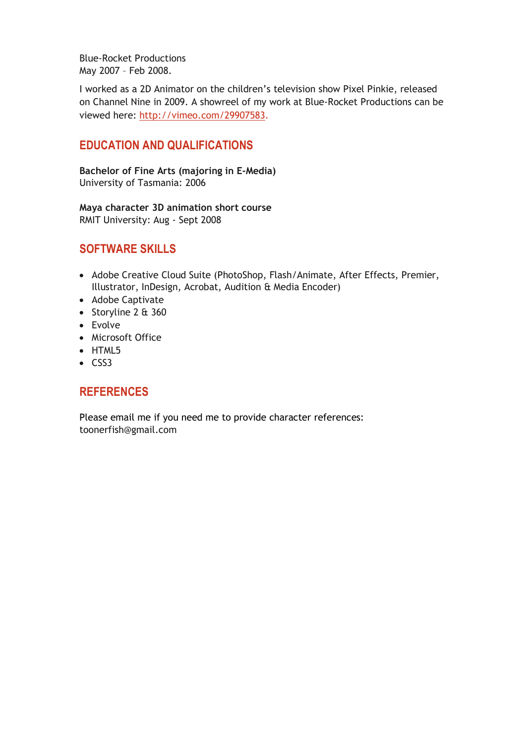Blue-Rocket Productions
May 2007 – Feb 2008.

I worked as a 2D Animator on the children's television show Pixel Pinkie, released on Channel Nine in 2009. A showreel of my work at Blue-Rocket Productions can be viewed here: http://vimeo.com/29907583.

## EDUCATION AND QUALIFICATIONS

**Bachelor of Fine Arts (majoring in E-Media)**
University of Tasmania: 2006

**Maya character 3D animation short course**
RMIT University: Aug - Sept 2008

## SOFTWARE SKILLS

- Adobe Creative Cloud Suite (PhotoShop, Flash/Animate, After Effects, Premier, Illustrator, InDesign, Acrobat, Audition & Media Encoder)
- Adobe Captivate
- Storyline 2 & 360
- Evolve
- Microsoft Office
- HTML5
- CSS3

## REFERENCES

Please email me if you need me to provide character references:
toonerfish@gmail.com